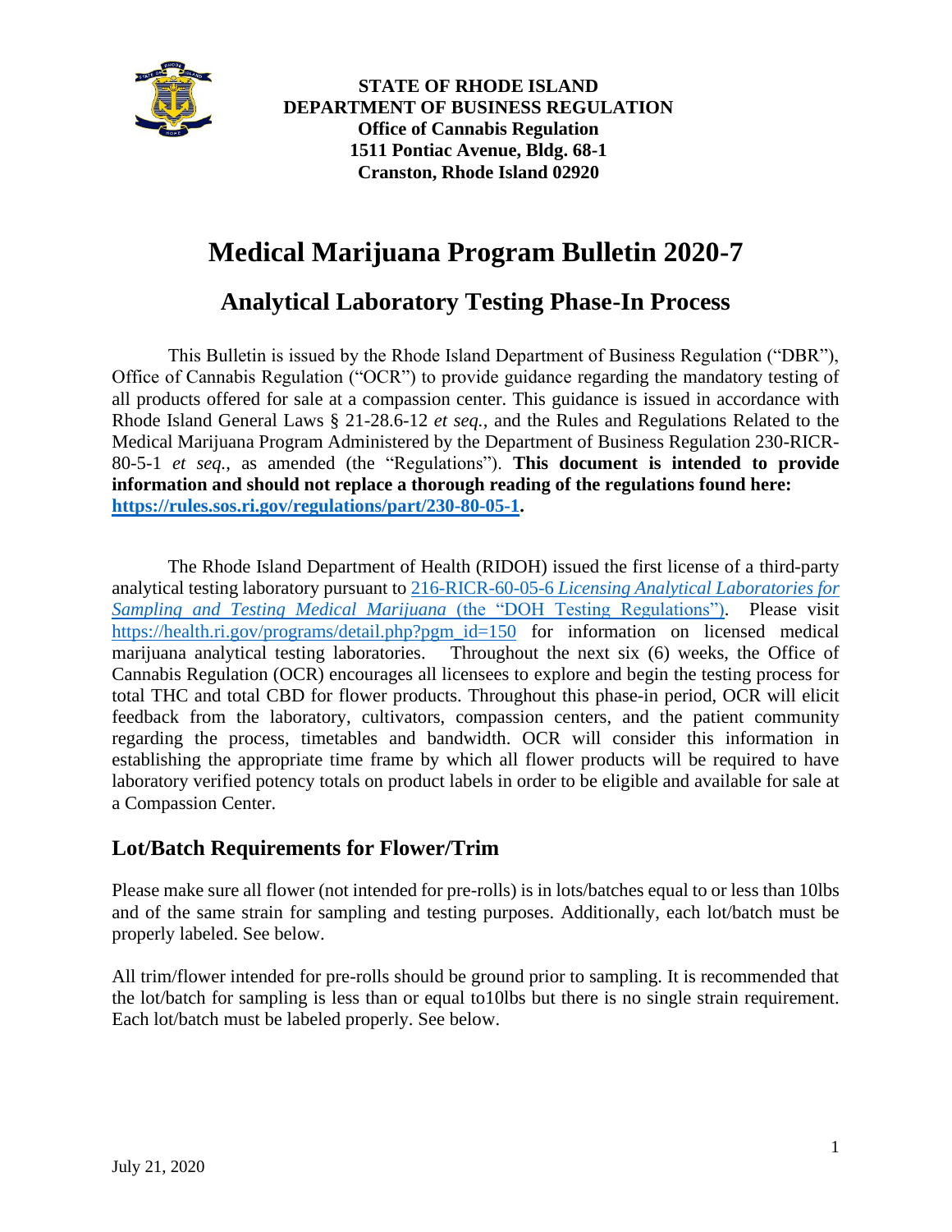**STATE OF RHODE ISLAND**
**DEPARTMENT OF BUSINESS REGULATION**
**Office of Cannabis Regulation**
**1511 Pontiac Avenue, Bldg. 68-1**
**Cranston, Rhode Island 02920**

# Medical Marijuana Program Bulletin 2020-7

## Analytical Laboratory Testing Phase-In Process

This Bulletin is issued by the Rhode Island Department of Business Regulation ("DBR"), Office of Cannabis Regulation ("OCR") to provide guidance regarding the mandatory testing of all products offered for sale at a compassion center. This guidance is issued in accordance with Rhode Island General Laws § 21-28.6-12 *et seq.*, and the Rules and Regulations Related to the Medical Marijuana Program Administered by the Department of Business Regulation 230-RICR-80-5-1 *et seq.*, as amended (the "Regulations"). **This document is intended to provide information and should not replace a thorough reading of the regulations found here: [https://rules.sos.ri.gov/regulations/part/230-80-05-1](https://rules.sos.ri.gov/regulations/part/230-80-05-1).**

The Rhode Island Department of Health (RIDOH) issued the first license of a third-party analytical testing laboratory pursuant to 216-RICR-60-05-6 *Licensing Analytical Laboratories for Sampling and Testing Medical Marijuana* (the "DOH Testing Regulations"). Please visit [https://health.ri.gov/programs/detail.php?pgm_id=150](https://health.ri.gov/programs/detail.php?pgm_id=150) for information on licensed medical marijuana analytical testing laboratories. Throughout the next six (6) weeks, the Office of Cannabis Regulation (OCR) encourages all licensees to explore and begin the testing process for total THC and total CBD for flower products. Throughout this phase-in period, OCR will elicit feedback from the laboratory, cultivators, compassion centers, and the patient community regarding the process, timetables and bandwidth. OCR will consider this information in establishing the appropriate time frame by which all flower products will be required to have laboratory verified potency totals on product labels in order to be eligible and available for sale at a Compassion Center.

## Lot/Batch Requirements for Flower/Trim

Please make sure all flower (not intended for pre-rolls) is in lots/batches equal to or less than 10lbs and of the same strain for sampling and testing purposes. Additionally, each lot/batch must be properly labeled. See below.

All trim/flower intended for pre-rolls should be ground prior to sampling. It is recommended that the lot/batch for sampling is less than or equal to10lbs but there is no single strain requirement. Each lot/batch must be labeled properly. See below.

July 21, 2020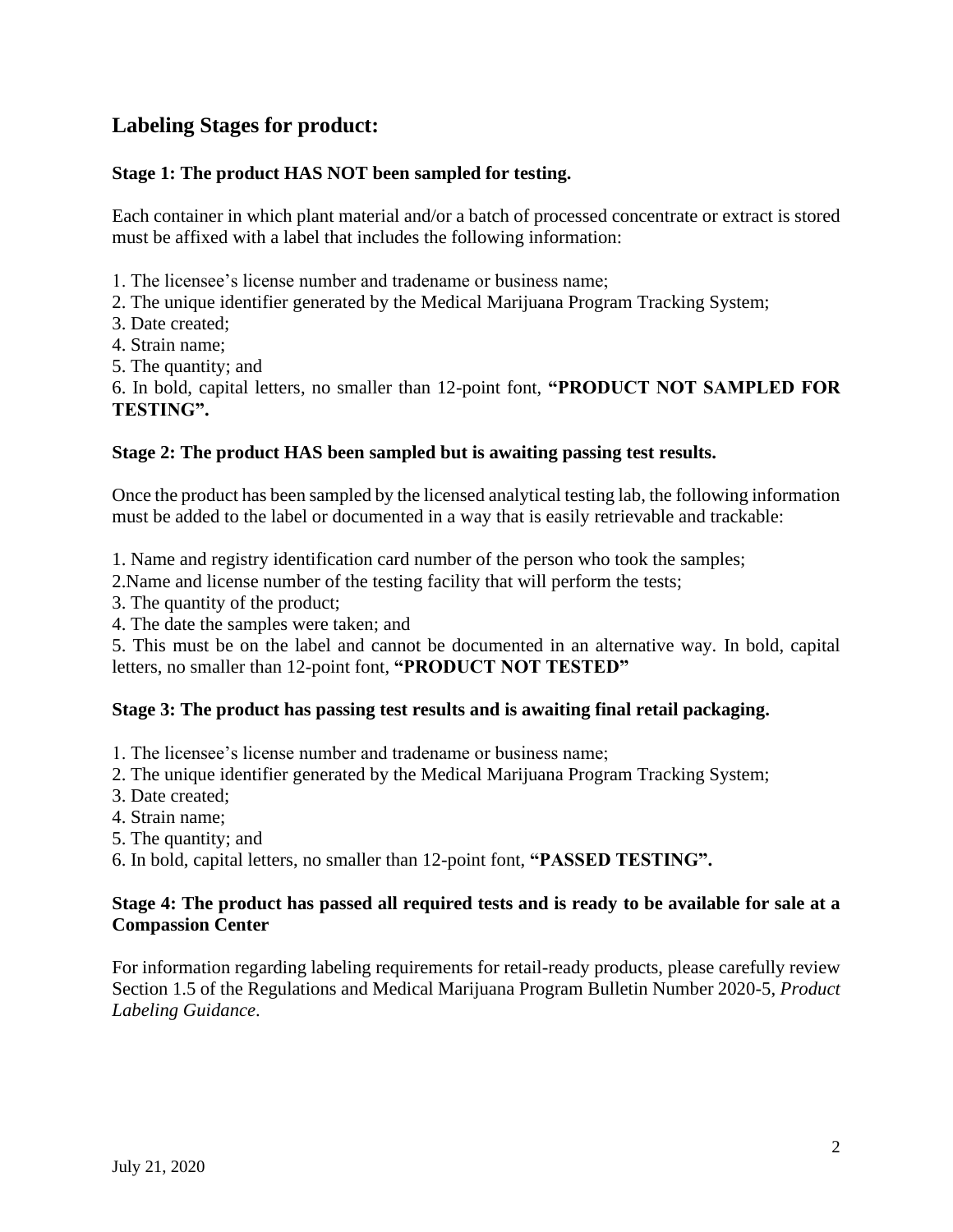## Labeling Stages for product:

### Stage 1: The product HAS NOT been sampled for testing.

Each container in which plant material and/or a batch of processed concentrate or extract is stored must be affixed with a label that includes the following information:

1. The licensee's license number and tradename or business name;
2. The unique identifier generated by the Medical Marijuana Program Tracking System;
3. Date created;
4. Strain name;
5. The quantity; and
6. In bold, capital letters, no smaller than 12-point font, **"PRODUCT NOT SAMPLED FOR TESTING".**

### Stage 2: The product HAS been sampled but is awaiting passing test results.

Once the product has been sampled by the licensed analytical testing lab, the following information must be added to the label or documented in a way that is easily retrievable and trackable:

1. Name and registry identification card number of the person who took the samples;
2. Name and license number of the testing facility that will perform the tests;
3. The quantity of the product;
4. The date the samples were taken; and
5. This must be on the label and cannot be documented in an alternative way. In bold, capital letters, no smaller than 12-point font, **"PRODUCT NOT TESTED"**

### Stage 3: The product has passing test results and is awaiting final retail packaging.

1. The licensee's license number and tradename or business name;
2. The unique identifier generated by the Medical Marijuana Program Tracking System;
3. Date created;
4. Strain name;
5. The quantity; and
6. In bold, capital letters, no smaller than 12-point font, **"PASSED TESTING".**

### Stage 4: The product has passed all required tests and is ready to be available for sale at a Compassion Center

For information regarding labeling requirements for retail-ready products, please carefully review Section 1.5 of the Regulations and Medical Marijuana Program Bulletin Number 2020-5, *Product Labeling Guidance*.

July 21, 2020